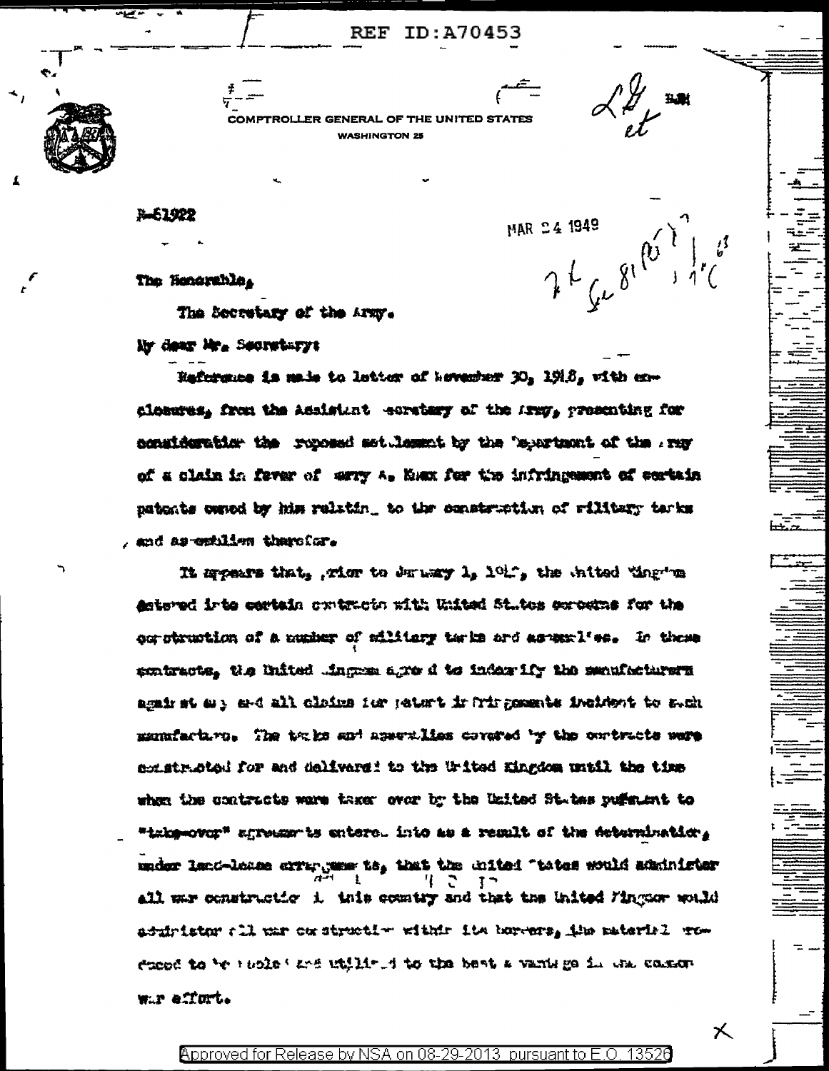REF ID:A70453

COMPTROLLER GENERAL OF THE UNITED STATES
WASHINGTON 25

B-61922

MAR 24 1949

The Honorable,

The Secretary of the Army.

My dear Mr. Secretary:

Reference is made to letter of November 30, 1948, with enclosures, from the Assistant Secretary of the Army, presenting for consideration the proposed settlement by the Department of the Army of a claim in favor of Harry A. Knox for the infringement of certain patents owned by him relating to the construction of military tanks and assemblies therefor.

It appears that, prior to January 1, 1942, the United Kingdom entered into certain contracts with United States concerns for the construction of a number of military tanks and assemblies. In these contracts, the United Kingdom agreed to indemnify the manufacturers against any and all claims for patent infringements incident to such manufacture. The tanks and assemblies covered by the contracts were constructed for and delivered to the United Kingdom until the time when the contracts were taken over by the United States pursuant to "take-over" agreements entered into as a result of the determination, under lend-lease arrangements, that the United States would administer all war construction in this country and that the United Kingdom would administer all war construction within its borders, the material produced to be pooled and utilized to the best advantage in the common war effort.

Approved for Release by NSA on 08-29-2013 pursuant to E.O. 13526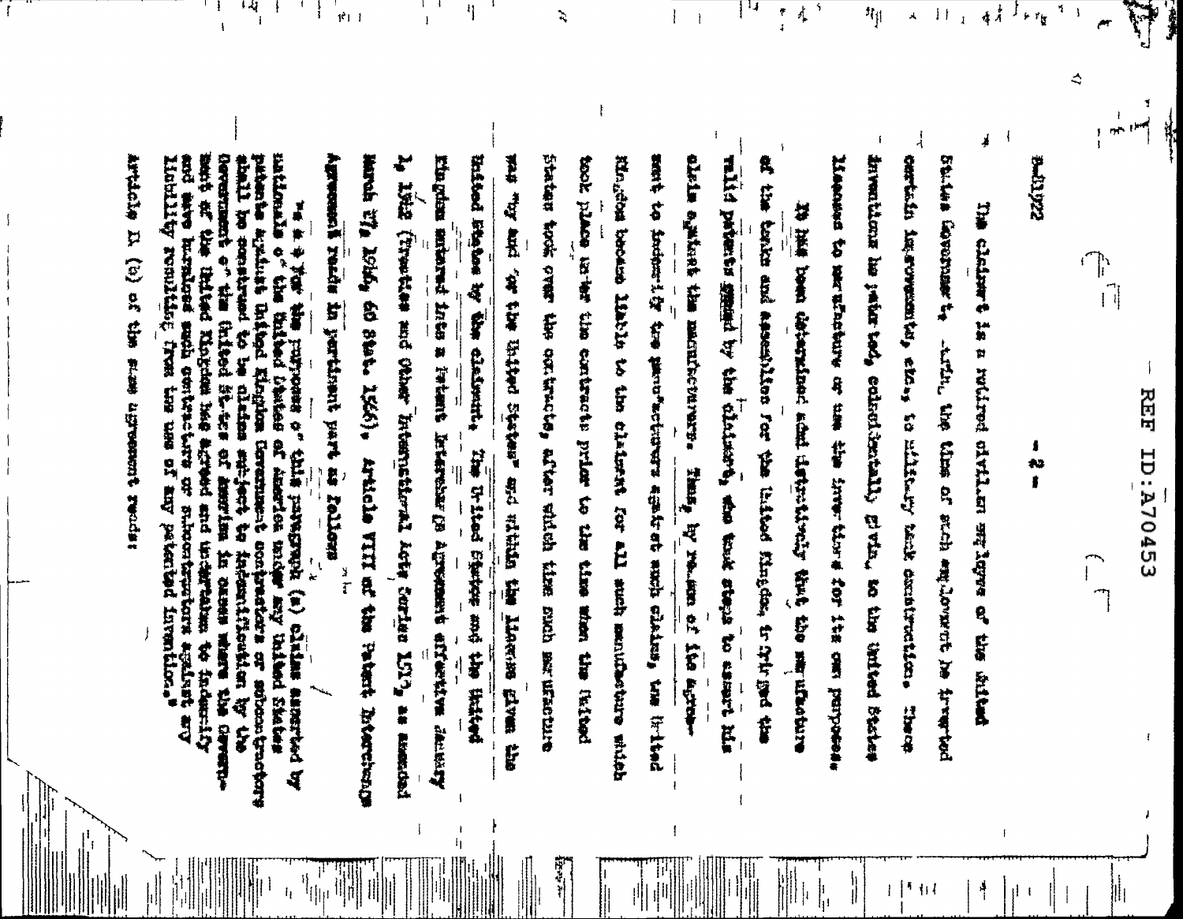B-41922

The claimant is a retired civilian employee of the United States Government. During the time of such employment he invented certain improvements, etc., to military tank construction. These inventions he patented, coincidentally giving to the United States licenses to manufacture or use the inventions for its own purposes.

It has been determined and definitively that the manufacture of the tanks and assemblies for the United Kingdom infringed the valid patents owned by the claimant, who took steps to assert his claim against the manufacturers. Thus, by reason of its agreement to indemnify the manufacturers against such claims, the United Kingdom became liable to the claimant for all such manufacture which took place under the contracts prior to the time when the United States took over the contracts, after which time such manufacture was "by and for the United States" and within the license given the United States by the claimant. The United States and the United Kingdom entered into a Patent Interchange Agreement effective January 1, 1942 (Treaties and Other International Acts Series 1717, as amended March 27, 1946, 60 Stat. 1566). Article VIII of the Patent Interchange Agreement reads in pertinent part as follows:

> "* * * For the purposes of this paragraph (a) claims asserted by nationals of the United States of America under any United States patents against United Kingdom Government contractors or subcontractors shall be construed to be claims subject to indemnification by the Government of the United States of America in cases where the Government of the United Kingdom has agreed and undertaken to indemnify and save harmless such contractors or subcontractors against any liability resulting from the use of any patented invention."

Article II (c) of the same agreement reads: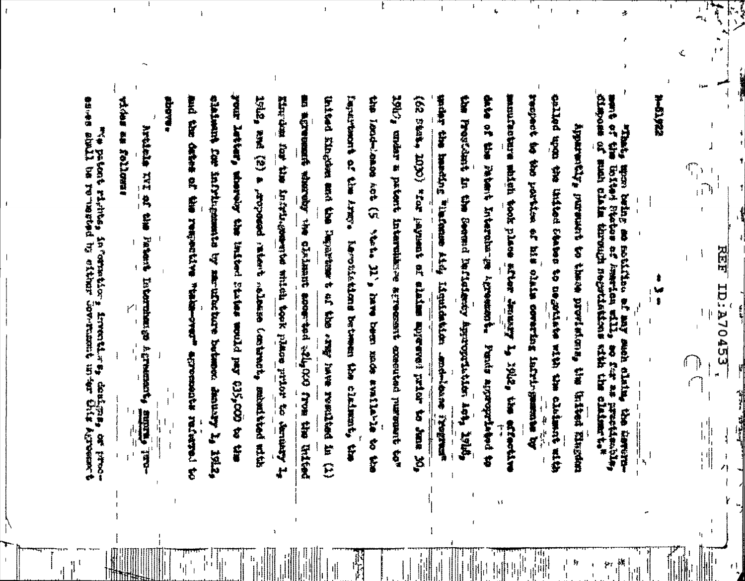"That, upon being so notified, of any such claim, the Government of the United States of America will, so far as practicable, dispose of such claim through negotiations with the claimant."

Apparently, pursuant to these provisions, the United Kingdom called upon the United States to negotiate with the claimant with respect to the portion of his claim covering infringements by manufacture which took place after January 1, 1942, the effective date of the Patent Interchange Agreement. Funds appropriated to the President in the Second Deficiency Appropriation Act, 1946, under the heading "Defense Aid, Liquidation Lend-Lease Program" (62 Stat. 1030) "for payment of claims approved prior to June 30, 1947 under a patent interchange agreement executed pursuant to" the Lend-Lease Act (55 Stat. 31), have been made available to the Department of the Army. Negotiations between the claimant, the United Kingdom and the Department of the Army have resulted in (1) an agreement whereby the claimant accepted $24,000 from the United Kingdom for the infringements which took place prior to January 1, 1942, and (2) a proposed patent release contract, submitted with your letter, whereby the United States would pay $35,000 to the claimant for infringements by manufacture between January 1, 1942, and the dates of the respective "take-over" agreements referred to above.

Article XVI of the Patent Interchange Agreement, supra, provides as follows:

"No patent rights, information, inventions, designs, or processes shall be requested by either Government under this Agreement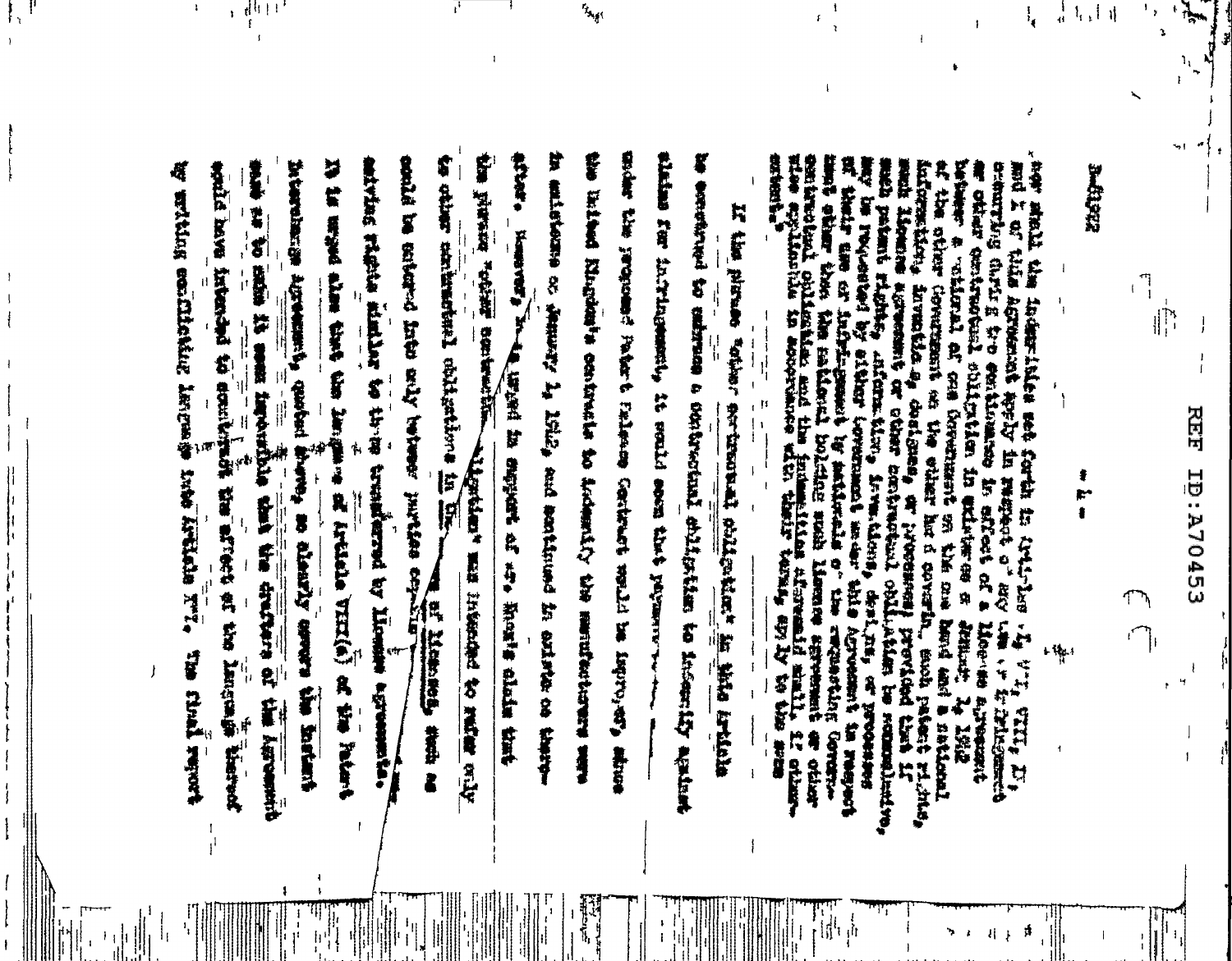SECRET

nor shall the indemnities set forth in Articles I, VII, VIII, IX, and X of this Agreement apply in respect of any use, or infringement occurring during the continuance in effect of a license agreement or other contractual obligation in existence on January 1, 1942 between a national of one Government on the one hand and a national of the other Government on the other hand covering such patent rights, information, inventions, designs, or processes; provided that if such license agreement or other contractual obligation be nonexclusive, such patent rights, information, inventions, designs, or processes may be requested by either Government under this Agreement in respect of their use or infringement by nationals of the requesting Government other than the national holding such license agreement or other contractual obligation and the indemnities aforesaid shall, if otherwise applicable in accordance with their terms, apply to the same extent."

If the phrase "other contractual obligation" in this Article be construed to embrace a contractual obligation to indemnify against claims for infringement, it would seem that payment under the proposed Patent Release Contract would be improper, since the United Kingdom's contracts to indemnify the manufacturers were in existence on January 1, 1942, and continued in existence thereafter. However, it is urged in support of Mr. Rose's claim that the phrase "other contractual obligations" was intended to refer only to other contractual obligations in the nature of licenses, such as could be entered into only between parties capable of conveying rights similar to those transferred by license agreements. It is urged also that the language of Article VIII(a) of the Patent Interchange Agreement, quoted above, so clearly covers the instant case as to make it seem impossible that the drafters of the Agreement would have intended to contradict the effect of the language thereof by writing conflicting language into Article XI. The final report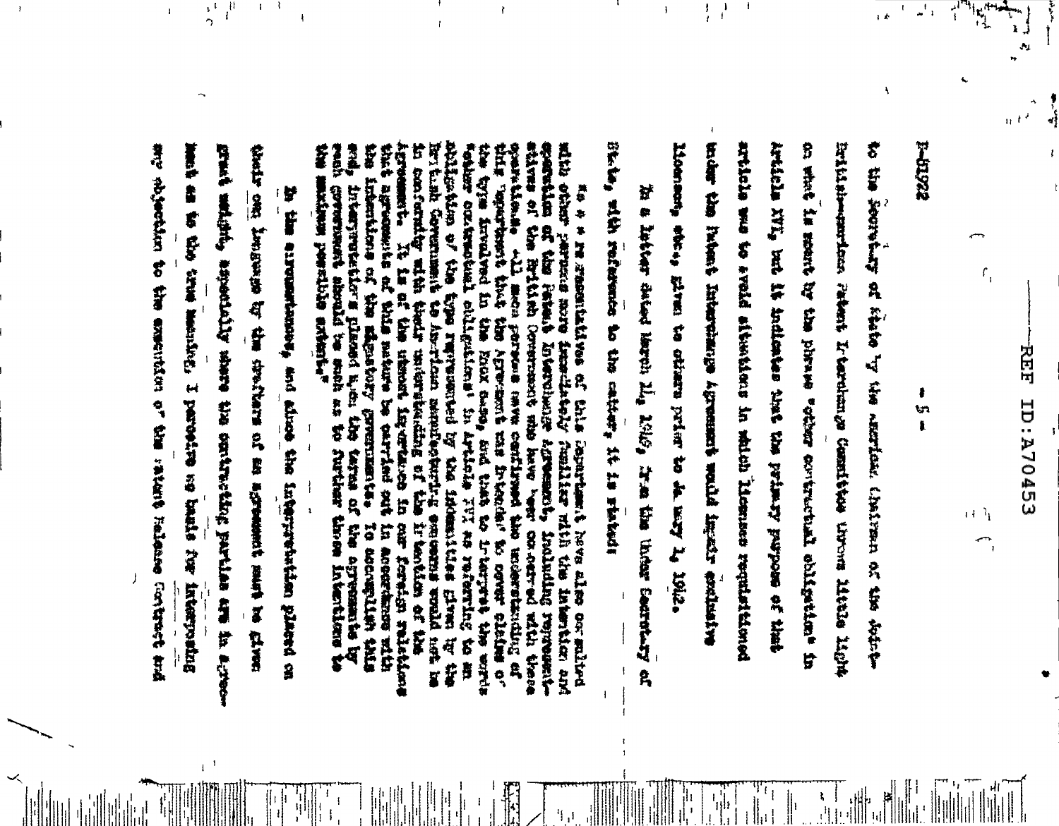to the Secretary of State by the American Chairman of the Joint-British-American Patent Interchange Committee throws little light on what is meant by the phrase "other contractual obligation" in Article XVI, but it indicates that the primary purpose of that article was to avoid situations in which licenses requisitioned under the Patent Interchange Agreement would impair exclusive licenses, etc., given to others prior to January 1, 1942.

In a letter dated March 14, 1946, from the Under Secretary of State, with reference to the matter, it is stated:

"* * * Representatives of this Department have also consulted with other persons more immediately familiar with the intention and operation of the Patent Interchange Agreement, including representatives of the British Government who have been concerned with these operations. All such persons have confirmed the understanding of this Department that the Agreement was intended to cover claims of the type involved in the Knox case, and that to interpret the words 'other contractual obligations' in Article XVI as referring to an obligation of the type represented by the indemnities given by the British Government to American manufacturing concerns would not be in conformity with their understanding of the intention of the Agreement. It is of the utmost importance in our foreign relations that agreements of this nature be carried out in accordance with the intentions of the signatory governments. To accomplish this end, interpretations placed upon the terms of the agreements by such governments should be such as to further those intentions to the maximum possible extent."

In the circumstances, and since the interpretation placed on their own language by the drafters of an agreement must be given great weight, especially where the contracting parties are in agreement as to the true meaning, I perceive no basis for interposing any objection to the execution of the Patent Release Contract and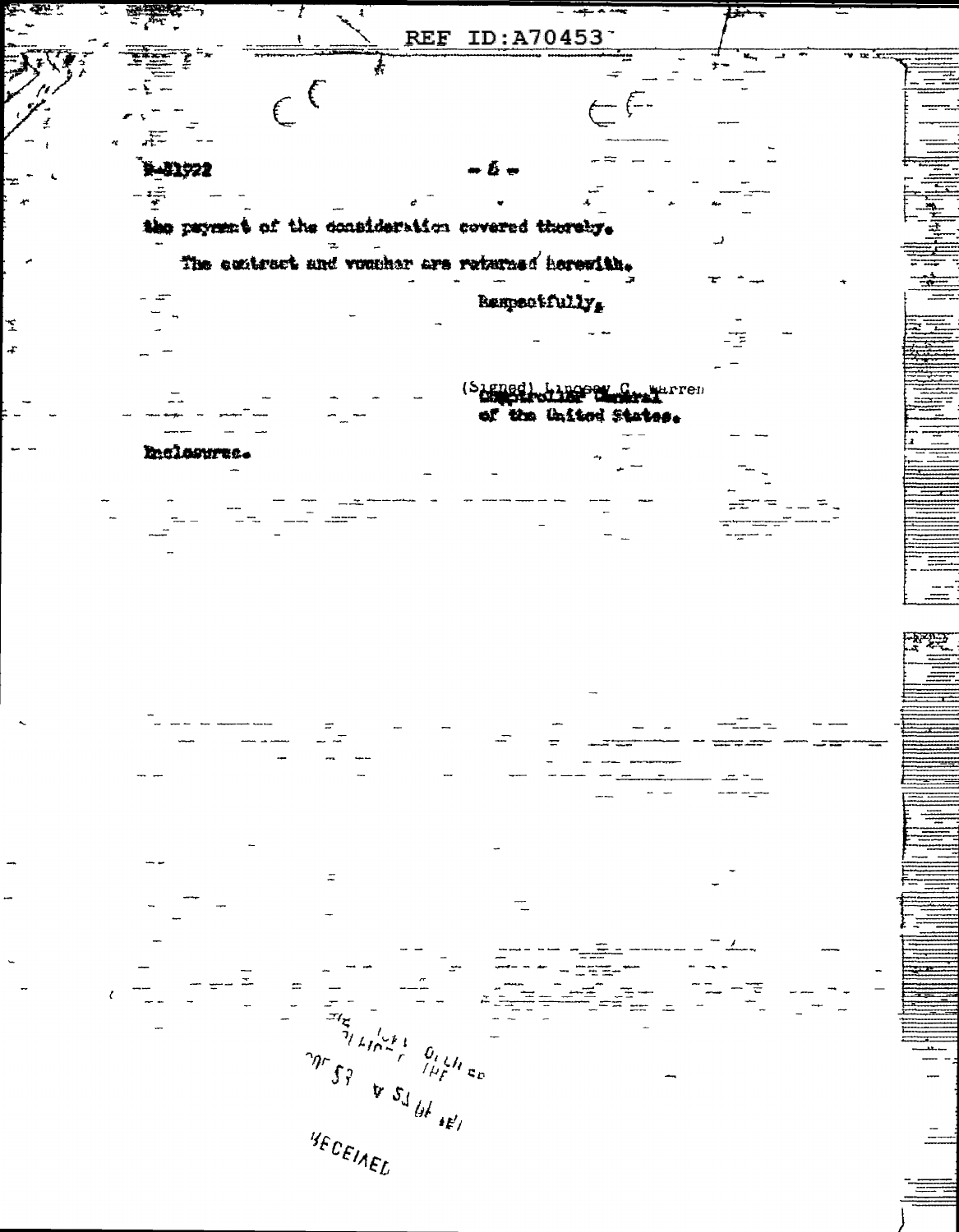B-31922

the payment of the consideration covered thereby.

The contract and voucher are returned herewith.

Respectfully,

(Signed) Lindsay C. Warren
Comptroller General
of the United States.

Enclosures.

RECEIVED